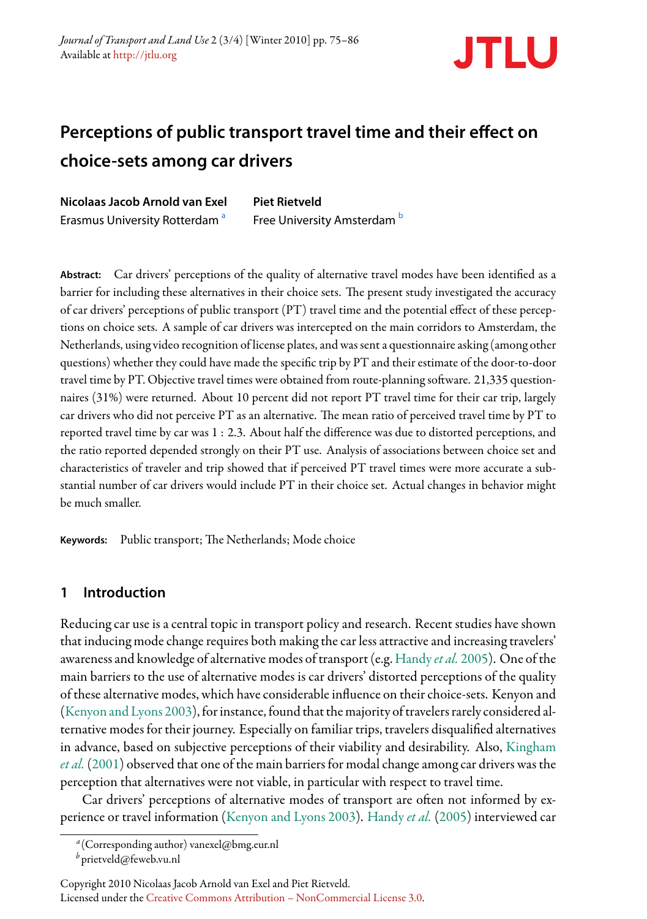# Perceptions of public transport travel time and their effect on choice-sets among car drivers

**Nicolaas Jacob Arnold van Exel**
Erasmus University Rotterdam [a]

**Piet Rietveld**
Free University Amsterdam [b]

**Abstract:** Car drivers' perceptions of the quality of alternative travel modes have been identified as a barrier for including these alternatives in their choice sets. The present study investigated the accuracy of car drivers' perceptions of public transport (PT) travel time and the potential effect of these perceptions on choice sets. A sample of car drivers was intercepted on the main corridors to Amsterdam, the Netherlands, using video recognition of license plates, and was sent a questionnaire asking (among other questions) whether they could have made the specific trip by PT and their estimate of the door-to-door travel time by PT. Objective travel times were obtained from route-planning software. 21,335 questionnaires (31%) were returned. About 10 percent did not report PT travel time for their car trip, largely car drivers who did not perceive PT as an alternative. The mean ratio of perceived travel time by PT to reported travel time by car was 1 : 2.3. About half the difference was due to distorted perceptions, and the ratio reported depended strongly on their PT use. Analysis of associations between choice set and characteristics of traveler and trip showed that if perceived PT travel times were more accurate a substantial number of car drivers would include PT in their choice set. Actual changes in behavior might be much smaller.

**Keywords:** Public transport; The Netherlands; Mode choice

## 1 Introduction

Reducing car use is a central topic in transport policy and research. Recent studies have shown that inducing mode change requires both making the car less attractive and increasing travelers' awareness and knowledge of alternative modes of transport (e.g. Handy *et al.* 2005). One of the main barriers to the use of alternative modes is car drivers' distorted perceptions of the quality of these alternative modes, which have considerable influence on their choice-sets. Kenyon and (Kenyon and Lyons 2003), for instance, found that the majority of travelers rarely considered alternative modes for their journey. Especially on familiar trips, travelers disqualified alternatives in advance, based on subjective perceptions of their viability and desirability. Also, Kingham *et al.* (2001) observed that one of the main barriers for modal change among car drivers was the perception that alternatives were not viable, in particular with respect to travel time.

Car drivers' perceptions of alternative modes of transport are often not informed by experience or travel information (Kenyon and Lyons 2003). Handy *et al.* (2005) interviewed car

[a] (Corresponding author) vanexel@bmg.eur.nl

[b] prietveld@feweb.vu.nl

Copyright 2010 Nicolaas Jacob Arnold van Exel and Piet Rietveld.
Licensed under the Creative Commons Attribution – NonCommercial License 3.0.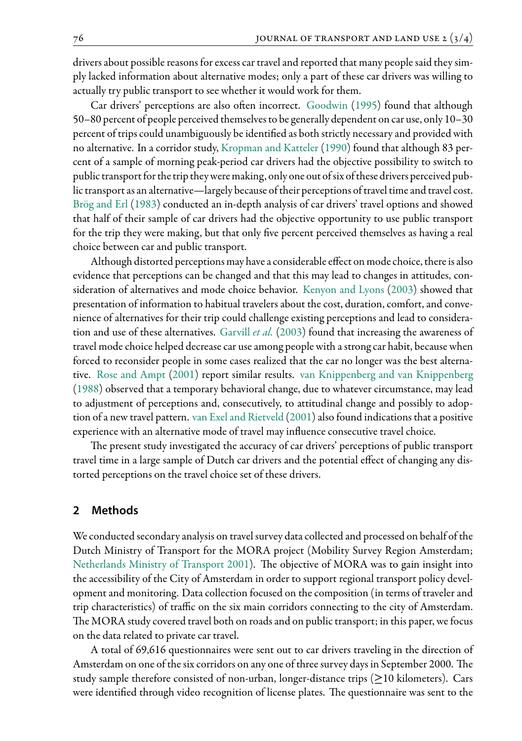drivers about possible reasons for excess car travel and reported that many people said they simply lacked information about alternative modes; only a part of these car drivers was willing to actually try public transport to see whether it would work for them.

Car drivers' perceptions are also often incorrect. Goodwin (1995) found that although 50–80 percent of people perceived themselves to be generally dependent on car use, only 10–30 percent of trips could unambiguously be identified as both strictly necessary and provided with no alternative. In a corridor study, Kropman and Katteler (1990) found that although 83 percent of a sample of morning peak-period car drivers had the objective possibility to switch to public transport for the trip they were making, only one out of six of these drivers perceived public transport as an alternative—largely because of their perceptions of travel time and travel cost. Brög and Erl (1983) conducted an in-depth analysis of car drivers' travel options and showed that half of their sample of car drivers had the objective opportunity to use public transport for the trip they were making, but that only five percent perceived themselves as having a real choice between car and public transport.

Although distorted perceptions may have a considerable effect on mode choice, there is also evidence that perceptions can be changed and that this may lead to changes in attitudes, consideration of alternatives and mode choice behavior. Kenyon and Lyons (2003) showed that presentation of information to habitual travelers about the cost, duration, comfort, and convenience of alternatives for their trip could challenge existing perceptions and lead to consideration and use of these alternatives. Garvill *et al.* (2003) found that increasing the awareness of travel mode choice helped decrease car use among people with a strong car habit, because when forced to reconsider people in some cases realized that the car no longer was the best alternative. Rose and Ampt (2001) report similar results. van Knippenberg and van Knippenberg (1988) observed that a temporary behavioral change, due to whatever circumstance, may lead to adjustment of perceptions and, consecutively, to attitudinal change and possibly to adoption of a new travel pattern. van Exel and Rietveld (2001) also found indications that a positive experience with an alternative mode of travel may influence consecutive travel choice.

The present study investigated the accuracy of car drivers' perceptions of public transport travel time in a large sample of Dutch car drivers and the potential effect of changing any distorted perceptions on the travel choice set of these drivers.

## 2 Methods

We conducted secondary analysis on travel survey data collected and processed on behalf of the Dutch Ministry of Transport for the MORA project (Mobility Survey Region Amsterdam; Netherlands Ministry of Transport 2001). The objective of MORA was to gain insight into the accessibility of the City of Amsterdam in order to support regional transport policy development and monitoring. Data collection focused on the composition (in terms of traveler and trip characteristics) of traffic on the six main corridors connecting to the city of Amsterdam. The MORA study covered travel both on roads and on public transport; in this paper, we focus on the data related to private car travel.

A total of 69,616 questionnaires were sent out to car drivers traveling in the direction of Amsterdam on one of the six corridors on any one of three survey days in September 2000. The study sample therefore consisted of non-urban, longer-distance trips ($\geq$10 kilometers). Cars were identified through video recognition of license plates. The questionnaire was sent to the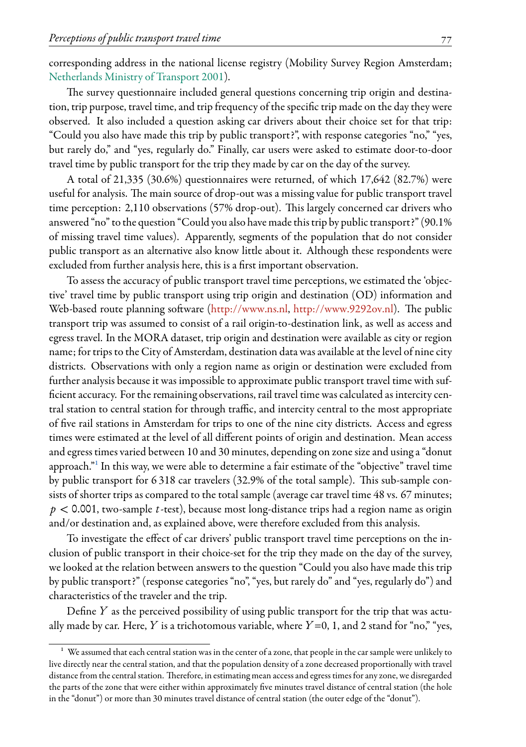corresponding address in the national license registry (Mobility Survey Region Amsterdam; Netherlands Ministry of Transport 2001).

The survey questionnaire included general questions concerning trip origin and destination, trip purpose, travel time, and trip frequency of the specific trip made on the day they were observed. It also included a question asking car drivers about their choice set for that trip: "Could you also have made this trip by public transport?", with response categories "no," "yes, but rarely do," and "yes, regularly do." Finally, car users were asked to estimate door-to-door travel time by public transport for the trip they made by car on the day of the survey.

A total of 21,335 (30.6%) questionnaires were returned, of which 17,642 (82.7%) were useful for analysis. The main source of drop-out was a missing value for public transport travel time perception: 2,110 observations (57% drop-out). This largely concerned car drivers who answered "no" to the question "Could you also have made this trip by public transport?" (90.1% of missing travel time values). Apparently, segments of the population that do not consider public transport as an alternative also know little about it. Although these respondents were excluded from further analysis here, this is a first important observation.

To assess the accuracy of public transport travel time perceptions, we estimated the 'objective' travel time by public transport using trip origin and destination (OD) information and Web-based route planning software (http://www.ns.nl, http://www.9292ov.nl). The public transport trip was assumed to consist of a rail origin-to-destination link, as well as access and egress travel. In the MORA dataset, trip origin and destination were available as city or region name; for trips to the City of Amsterdam, destination data was available at the level of nine city districts. Observations with only a region name as origin or destination were excluded from further analysis because it was impossible to approximate public transport travel time with sufficient accuracy. For the remaining observations, rail travel time was calculated as intercity central station to central station for through traffic, and intercity central to the most appropriate of five rail stations in Amsterdam for trips to one of the nine city districts. Access and egress times were estimated at the level of all different points of origin and destination. Mean access and egress times varied between 10 and 30 minutes, depending on zone size and using a "donut approach."[1] In this way, we were able to determine a fair estimate of the "objective" travel time by public transport for 6 318 car travelers (32.9% of the total sample). This sub-sample consists of shorter trips as compared to the total sample (average car travel time 48 vs. 67 minutes; $p < 0.001$, two-sample $t$-test), because most long-distance trips had a region name as origin and/or destination and, as explained above, were therefore excluded from this analysis.

To investigate the effect of car drivers' public transport travel time perceptions on the inclusion of public transport in their choice-set for the trip they made on the day of the survey, we looked at the relation between answers to the question "Could you also have made this trip by public transport?" (response categories "no", "yes, but rarely do" and "yes, regularly do") and characteristics of the traveler and the trip.

Define $Y$ as the perceived possibility of using public transport for the trip that was actually made by car. Here, $Y$ is a trichotomous variable, where $Y$=0, 1, and 2 stand for "no," "yes,

[1] We assumed that each central station was in the center of a zone, that people in the car sample were unlikely to live directly near the central station, and that the population density of a zone decreased proportionally with travel distance from the central station. Therefore, in estimating mean access and egress times for any zone, we disregarded the parts of the zone that were either within approximately five minutes travel distance of central station (the hole in the "donut") or more than 30 minutes travel distance of central station (the outer edge of the "donut").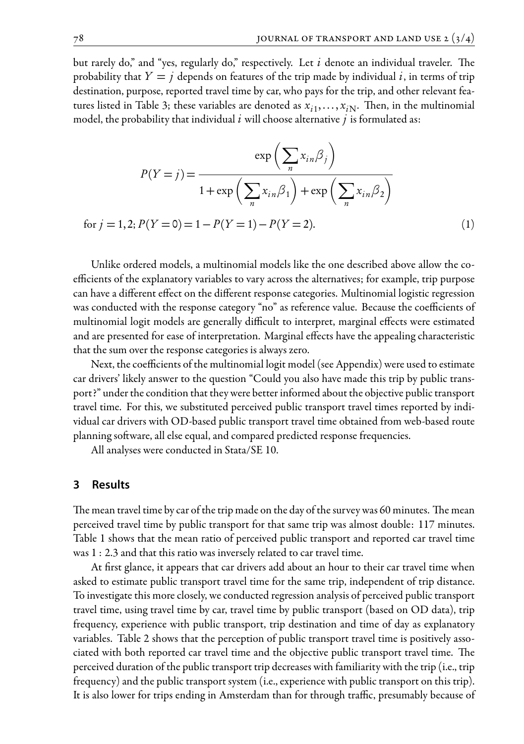but rarely do," and "yes, regularly do," respectively. Let $i$ denote an individual traveler. The probability that $Y = j$ depends on features of the trip made by individual $i$, in terms of trip destination, purpose, reported travel time by car, who pays for the trip, and other relevant features listed in Table 3; these variables are denoted as $x_{i1}, \ldots, x_{iN}$. Then, in the multinomial model, the probability that individual $i$ will choose alternative $j$ is formulated as:

$$P(Y = j) = \frac{\exp\left(\sum_n x_{in}\beta_j\right)}{1 + \exp\left(\sum_n x_{in}\beta_1\right) + \exp\left(\sum_n x_{in}\beta_2\right)}$$

$$\text{for } j = 1, 2; P(Y = 0) = 1 - P(Y = 1) - P(Y = 2). \tag{1}$$

Unlike ordered models, a multinomial models like the one described above allow the coefficients of the explanatory variables to vary across the alternatives; for example, trip purpose can have a different effect on the different response categories. Multinomial logistic regression was conducted with the response category "no" as reference value. Because the coefficients of multinomial logit models are generally difficult to interpret, marginal effects were estimated and are presented for ease of interpretation. Marginal effects have the appealing characteristic that the sum over the response categories is always zero.

Next, the coefficients of the multinomial logit model (see Appendix) were used to estimate car drivers' likely answer to the question "Could you also have made this trip by public transport?" under the condition that they were better informed about the objective public transport travel time. For this, we substituted perceived public transport travel times reported by individual car drivers with OD-based public transport travel time obtained from web-based route planning software, all else equal, and compared predicted response frequencies.

All analyses were conducted in Stata/SE 10.

## 3 Results

The mean travel time by car of the trip made on the day of the survey was 60 minutes. The mean perceived travel time by public transport for that same trip was almost double: 117 minutes. Table 1 shows that the mean ratio of perceived public transport and reported car travel time was 1 : 2.3 and that this ratio was inversely related to car travel time.

At first glance, it appears that car drivers add about an hour to their car travel time when asked to estimate public transport travel time for the same trip, independent of trip distance. To investigate this more closely, we conducted regression analysis of perceived public transport travel time, using travel time by car, travel time by public transport (based on OD data), trip frequency, experience with public transport, trip destination and time of day as explanatory variables. Table 2 shows that the perception of public transport travel time is positively associated with both reported car travel time and the objective public transport travel time. The perceived duration of the public transport trip decreases with familiarity with the trip (i.e., trip frequency) and the public transport system (i.e., experience with public transport on this trip). It is also lower for trips ending in Amsterdam than for through traffic, presumably because of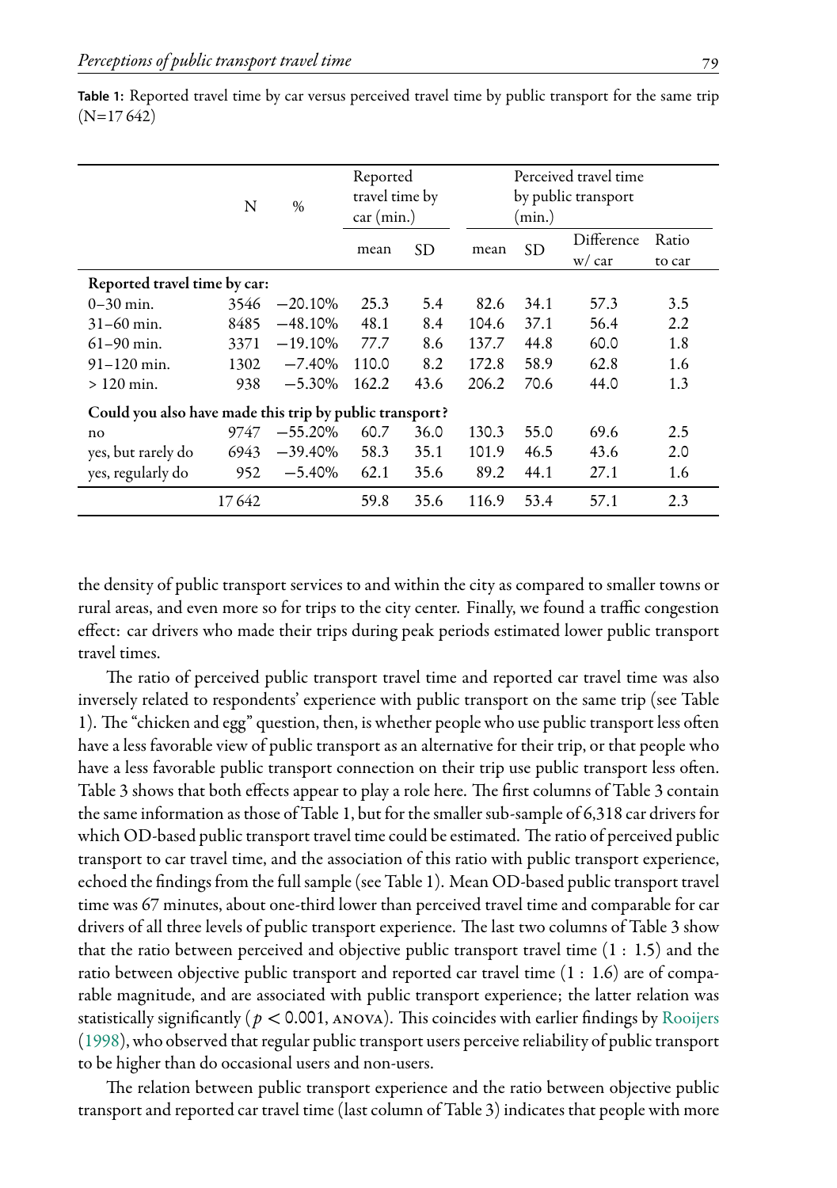**Table 1:** Reported travel time by car versus perceived travel time by public transport for the same trip (N=17 642)

| | N | % | Reported travel time by car (min.) | | Perceived travel time by public transport (min.) | | | |
|---|---|---|---|---|---|---|---|---|
| | | | mean | SD | mean | SD | Difference w/ car | Ratio to car |
| **Reported travel time by car:** | | | | | | | | |
| 0–30 min. | 3546 | −20.10% | 25.3 | 5.4 | 82.6 | 34.1 | 57.3 | 3.5 |
| 31–60 min. | 8485 | −48.10% | 48.1 | 8.4 | 104.6 | 37.1 | 56.4 | 2.2 |
| 61–90 min. | 3371 | −19.10% | 77.7 | 8.6 | 137.7 | 44.8 | 60.0 | 1.8 |
| 91–120 min. | 1302 | −7.40% | 110.0 | 8.2 | 172.8 | 58.9 | 62.8 | 1.6 |
| > 120 min. | 938 | −5.30% | 162.2 | 43.6 | 206.2 | 70.6 | 44.0 | 1.3 |
| **Could you also have made this trip by public transport?** | | | | | | | | |
| no | 9747 | −55.20% | 60.7 | 36.0 | 130.3 | 55.0 | 69.6 | 2.5 |
| yes, but rarely do | 6943 | −39.40% | 58.3 | 35.1 | 101.9 | 46.5 | 43.6 | 2.0 |
| yes, regularly do | 952 | −5.40% | 62.1 | 35.6 | 89.2 | 44.1 | 27.1 | 1.6 |
| | 17 642 | | 59.8 | 35.6 | 116.9 | 53.4 | 57.1 | 2.3 |

the density of public transport services to and within the city as compared to smaller towns or rural areas, and even more so for trips to the city center. Finally, we found a traffic congestion effect: car drivers who made their trips during peak periods estimated lower public transport travel times.

The ratio of perceived public transport travel time and reported car travel time was also inversely related to respondents' experience with public transport on the same trip (see Table 1). The "chicken and egg" question, then, is whether people who use public transport less often have a less favorable view of public transport as an alternative for their trip, or that people who have a less favorable public transport connection on their trip use public transport less often. Table 3 shows that both effects appear to play a role here. The first columns of Table 3 contain the same information as those of Table 1, but for the smaller sub-sample of 6,318 car drivers for which OD-based public transport travel time could be estimated. The ratio of perceived public transport to car travel time, and the association of this ratio with public transport experience, echoed the findings from the full sample (see Table 1). Mean OD-based public transport travel time was 67 minutes, about one-third lower than perceived travel time and comparable for car drivers of all three levels of public transport experience. The last two columns of Table 3 show that the ratio between perceived and objective public transport travel time (1 : 1.5) and the ratio between objective public transport and reported car travel time (1 : 1.6) are of comparable magnitude, and are associated with public transport experience; the latter relation was statistically significantly ($p < 0.001$, ANOVA). This coincides with earlier findings by Rooijers (1998), who observed that regular public transport users perceive reliability of public transport to be higher than do occasional users and non-users.

The relation between public transport experience and the ratio between objective public transport and reported car travel time (last column of Table 3) indicates that people with more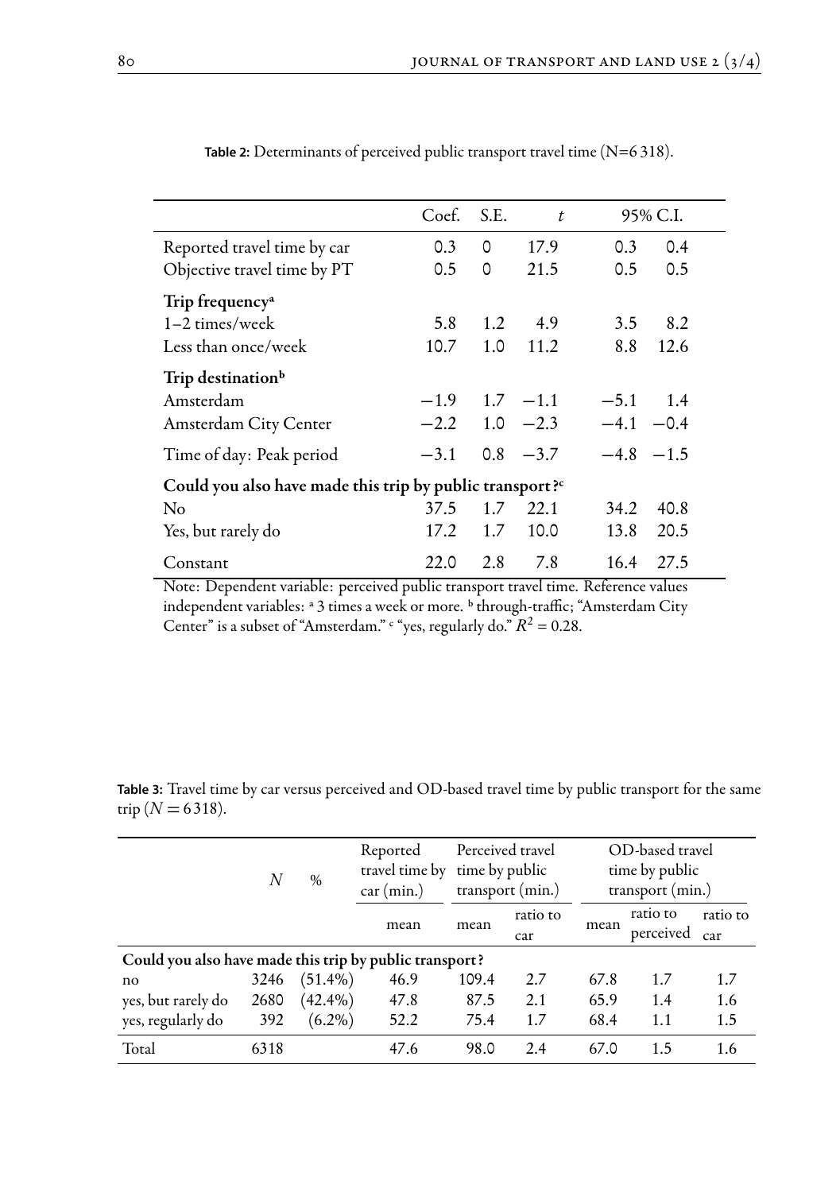**Table 2:** Determinants of perceived public transport travel time (N=6 318).

| | Coef. | S.E. | $t$ | 95% C.I. | |
|---|---|---|---|---|---|
| Reported travel time by car | 0.3 | 0 | 17.9 | 0.3 | 0.4 |
| Objective travel time by PT | 0.5 | 0 | 21.5 | 0.5 | 0.5 |
| **Trip frequency**[a] | | | | | |
| 1–2 times/week | 5.8 | 1.2 | 4.9 | 3.5 | 8.2 |
| Less than once/week | 10.7 | 1.0 | 11.2 | 8.8 | 12.6 |
| **Trip destination**[b] | | | | | |
| Amsterdam | −1.9 | 1.7 | −1.1 | −5.1 | 1.4 |
| Amsterdam City Center | −2.2 | 1.0 | −2.3 | −4.1 | −0.4 |
| Time of day: Peak period | −3.1 | 0.8 | −3.7 | −4.8 | −1.5 |
| **Could you also have made this trip by public transport?**[c] | | | | | |
| No | 37.5 | 1.7 | 22.1 | 34.2 | 40.8 |
| Yes, but rarely do | 17.2 | 1.7 | 10.0 | 13.8 | 20.5 |
| Constant | 22.0 | 2.8 | 7.8 | 16.4 | 27.5 |

Note: Dependent variable: perceived public transport travel time. Reference values independent variables: [a] 3 times a week or more. [b] through-traffic; "Amsterdam City Center" is a subset of "Amsterdam." [c] "yes, regularly do." $R^2 = 0.28$.

**Table 3:** Travel time by car versus perceived and OD-based travel time by public transport for the same trip ($N = 6318$).

| | $N$ | % | Reported travel time by car (min.) | Perceived travel time by public transport (min.) | | OD-based travel time by public transport (min.) | | |
|---|---|---|---|---|---|---|---|---|
| | | | mean | mean | ratio to car | mean | ratio to perceived | ratio to car |
| **Could you also have made this trip by public transport?** | | | | | | | | |
| no | 3246 | (51.4%) | 46.9 | 109.4 | 2.7 | 67.8 | 1.7 | 1.7 |
| yes, but rarely do | 2680 | (42.4%) | 47.8 | 87.5 | 2.1 | 65.9 | 1.4 | 1.6 |
| yes, regularly do | 392 | (6.2%) | 52.2 | 75.4 | 1.7 | 68.4 | 1.1 | 1.5 |
| Total | 6318 | | 47.6 | 98.0 | 2.4 | 67.0 | 1.5 | 1.6 |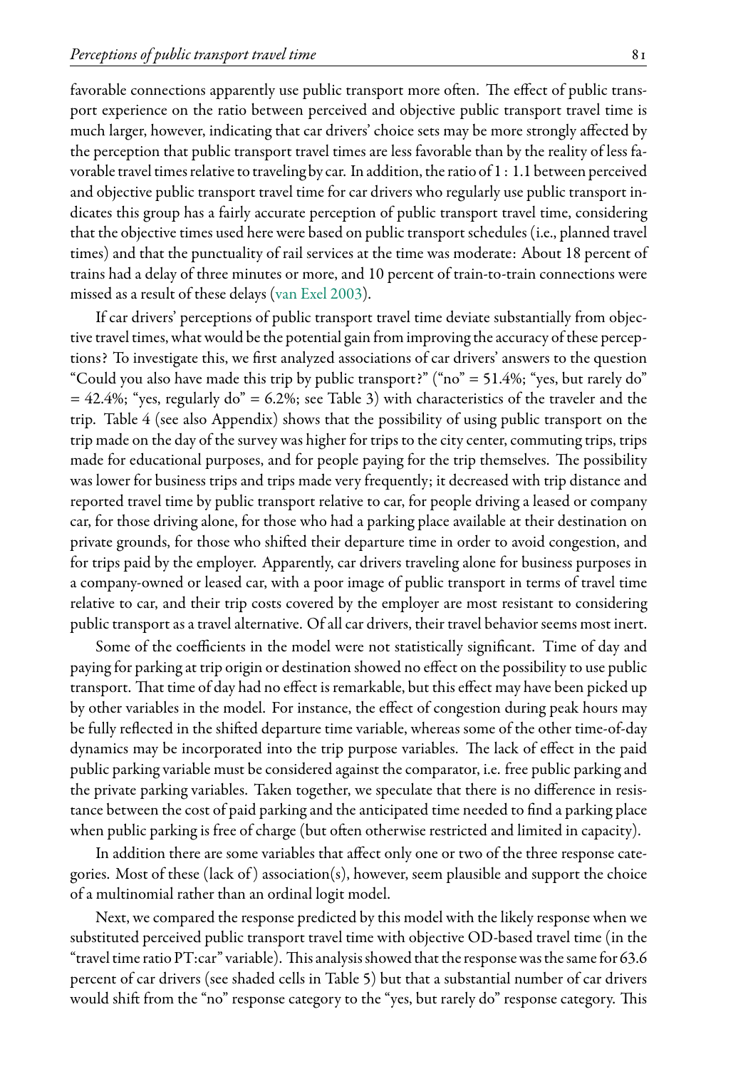favorable connections apparently use public transport more often. The effect of public transport experience on the ratio between perceived and objective public transport travel time is much larger, however, indicating that car drivers' choice sets may be more strongly affected by the perception that public transport travel times are less favorable than by the reality of less favorable travel times relative to traveling by car. In addition, the ratio of 1 : 1.1 between perceived and objective public transport travel time for car drivers who regularly use public transport indicates this group has a fairly accurate perception of public transport travel time, considering that the objective times used here were based on public transport schedules (i.e., planned travel times) and that the punctuality of rail services at the time was moderate: About 18 percent of trains had a delay of three minutes or more, and 10 percent of train-to-train connections were missed as a result of these delays (van Exel 2003).

If car drivers' perceptions of public transport travel time deviate substantially from objective travel times, what would be the potential gain from improving the accuracy of these perceptions? To investigate this, we first analyzed associations of car drivers' answers to the question "Could you also have made this trip by public transport?" ("no" = 51.4%; "yes, but rarely do" = 42.4%; "yes, regularly do" = 6.2%; see Table 3) with characteristics of the traveler and the trip. Table 4 (see also Appendix) shows that the possibility of using public transport on the trip made on the day of the survey was higher for trips to the city center, commuting trips, trips made for educational purposes, and for people paying for the trip themselves. The possibility was lower for business trips and trips made very frequently; it decreased with trip distance and reported travel time by public transport relative to car, for people driving a leased or company car, for those driving alone, for those who had a parking place available at their destination on private grounds, for those who shifted their departure time in order to avoid congestion, and for trips paid by the employer. Apparently, car drivers traveling alone for business purposes in a company-owned or leased car, with a poor image of public transport in terms of travel time relative to car, and their trip costs covered by the employer are most resistant to considering public transport as a travel alternative. Of all car drivers, their travel behavior seems most inert.

Some of the coefficients in the model were not statistically significant. Time of day and paying for parking at trip origin or destination showed no effect on the possibility to use public transport. That time of day had no effect is remarkable, but this effect may have been picked up by other variables in the model. For instance, the effect of congestion during peak hours may be fully reflected in the shifted departure time variable, whereas some of the other time-of-day dynamics may be incorporated into the trip purpose variables. The lack of effect in the paid public parking variable must be considered against the comparator, i.e. free public parking and the private parking variables. Taken together, we speculate that there is no difference in resistance between the cost of paid parking and the anticipated time needed to find a parking place when public parking is free of charge (but often otherwise restricted and limited in capacity).

In addition there are some variables that affect only one or two of the three response categories. Most of these (lack of) association(s), however, seem plausible and support the choice of a multinomial rather than an ordinal logit model.

Next, we compared the response predicted by this model with the likely response when we substituted perceived public transport travel time with objective OD-based travel time (in the "travel time ratio PT:car" variable). This analysis showed that the response was the same for 63.6 percent of car drivers (see shaded cells in Table 5) but that a substantial number of car drivers would shift from the "no" response category to the "yes, but rarely do" response category. This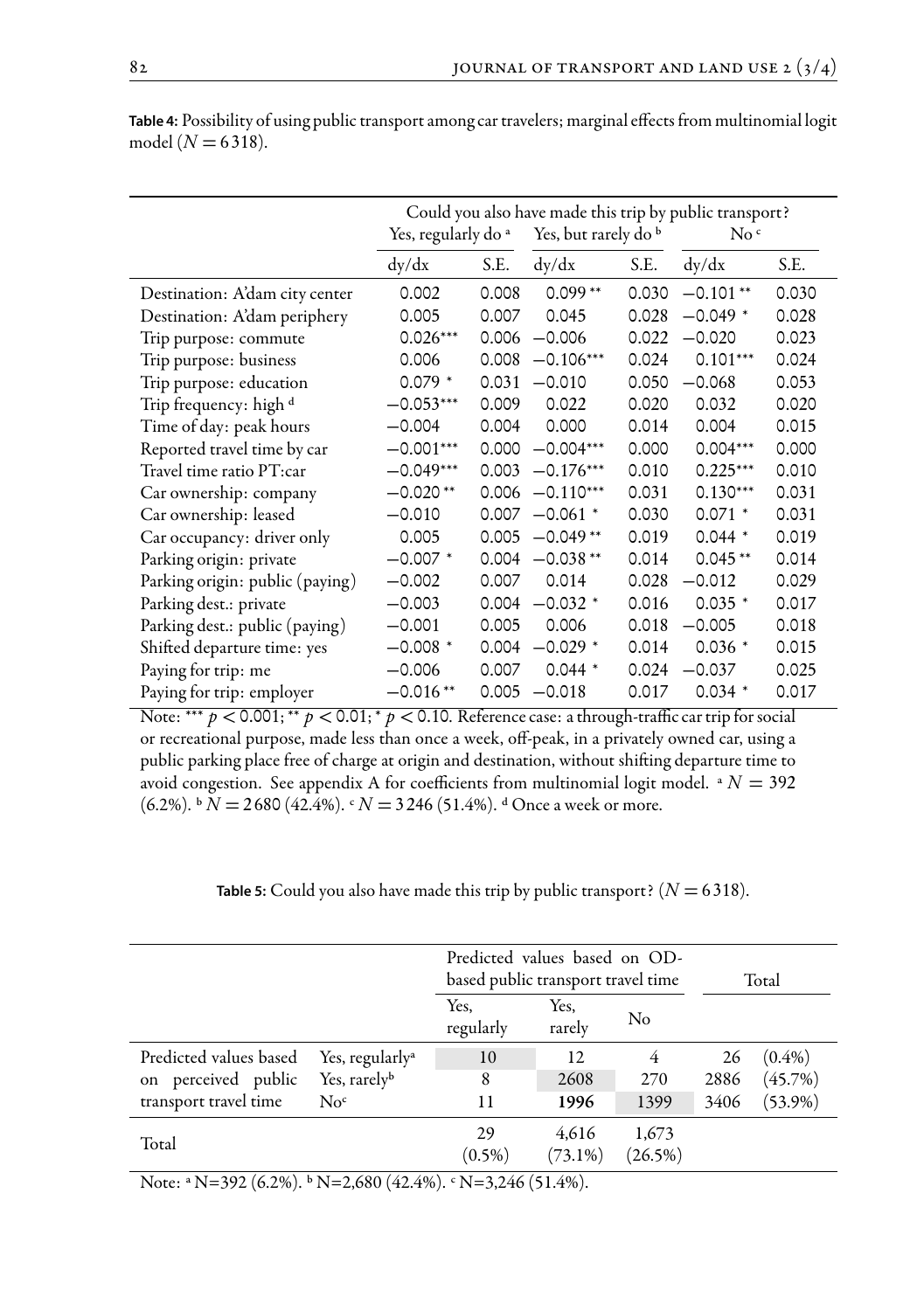**Table 4:** Possibility of using public transport among car travelers; marginal effects from multinomial logit model ($N = 6\,318$).

| | Could you also have made this trip by public transport? | | | | | |
|---|---|---|---|---|---|---|
| | Yes, regularly do [a] | | Yes, but rarely do [b] | | No [c] | |
| | dy/dx | S.E. | dy/dx | S.E. | dy/dx | S.E. |
| Destination: A'dam city center | 0.002 | 0.008 | 0.099 ** | 0.030 | −0.101 ** | 0.030 |
| Destination: A'dam periphery | 0.005 | 0.007 | 0.045 | 0.028 | −0.049 * | 0.028 |
| Trip purpose: commute | 0.026*** | 0.006 | −0.006 | 0.022 | −0.020 | 0.023 |
| Trip purpose: business | 0.006 | 0.008 | −0.106*** | 0.024 | 0.101*** | 0.024 |
| Trip purpose: education | 0.079 * | 0.031 | −0.010 | 0.050 | −0.068 | 0.053 |
| Trip frequency: high [d] | −0.053*** | 0.009 | 0.022 | 0.020 | 0.032 | 0.020 |
| Time of day: peak hours | −0.004 | 0.004 | 0.000 | 0.014 | 0.004 | 0.015 |
| Reported travel time by car | −0.001*** | 0.000 | −0.004*** | 0.000 | 0.004*** | 0.000 |
| Travel time ratio PT:car | −0.049*** | 0.003 | −0.176*** | 0.010 | 0.225*** | 0.010 |
| Car ownership: company | −0.020 ** | 0.006 | −0.110*** | 0.031 | 0.130*** | 0.031 |
| Car ownership: leased | −0.010 | 0.007 | −0.061 * | 0.030 | 0.071 * | 0.031 |
| Car occupancy: driver only | 0.005 | 0.005 | −0.049 ** | 0.019 | 0.044 * | 0.019 |
| Parking origin: private | −0.007 * | 0.004 | −0.038 ** | 0.014 | 0.045 ** | 0.014 |
| Parking origin: public (paying) | −0.002 | 0.007 | 0.014 | 0.028 | −0.012 | 0.029 |
| Parking dest.: private | −0.003 | 0.004 | −0.032 * | 0.016 | 0.035 * | 0.017 |
| Parking dest.: public (paying) | −0.001 | 0.005 | 0.006 | 0.018 | −0.005 | 0.018 |
| Shifted departure time: yes | −0.008 * | 0.004 | −0.029 * | 0.014 | 0.036 * | 0.015 |
| Paying for trip: me | −0.006 | 0.007 | 0.044 * | 0.024 | −0.037 | 0.025 |
| Paying for trip: employer | −0.016 ** | 0.005 | −0.018 | 0.017 | 0.034 * | 0.017 |

Note: *** $p < 0.001$; ** $p < 0.01$; * $p < 0.10$. Reference case: a through-traffic car trip for social or recreational purpose, made less than once a week, off-peak, in a privately owned car, using a public parking place free of charge at origin and destination, without shifting departure time to avoid congestion. See appendix A for coefficients from multinomial logit model. [a] $N = 392$ (6.2%). [b] $N = 2\,680$ (42.4%). [c] $N = 3\,246$ (51.4%). [d] Once a week or more.

**Table 5:** Could you also have made this trip by public transport? ($N = 6\,318$).

| | | Predicted values based on OD-based public transport travel time | | | Total | |
|---|---|---|---|---|---|---|
| | | Yes, regularly | Yes, rarely | No | | |
| Predicted values based on perceived public transport travel time | Yes, regularly[a] | 10 | 12 | 4 | 26 | (0.4%) |
| | Yes, rarely[b] | 8 | 2608 | 270 | 2886 | (45.7%) |
| | No[c] | 11 | **1996** | 1399 | 3406 | (53.9%) |
| Total | | 29 (0.5%) | 4,616 (73.1%) | 1,673 (26.5%) | | |

Note: [a] N=392 (6.2%). [b] N=2,680 (42.4%). [c] N=3,246 (51.4%).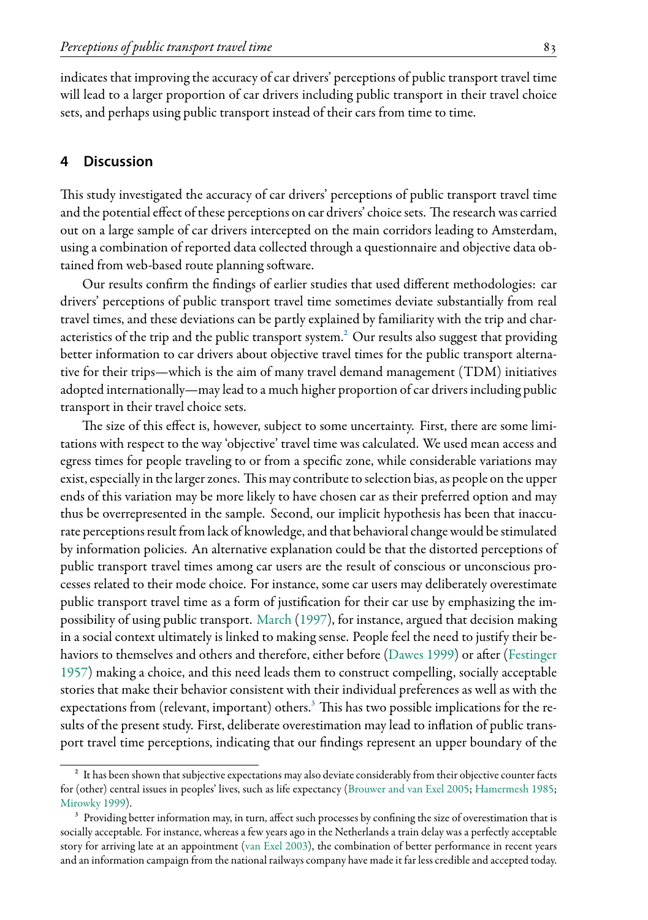indicates that improving the accuracy of car drivers' perceptions of public transport travel time will lead to a larger proportion of car drivers including public transport in their travel choice sets, and perhaps using public transport instead of their cars from time to time.

## 4 Discussion

This study investigated the accuracy of car drivers' perceptions of public transport travel time and the potential effect of these perceptions on car drivers' choice sets. The research was carried out on a large sample of car drivers intercepted on the main corridors leading to Amsterdam, using a combination of reported data collected through a questionnaire and objective data obtained from web-based route planning software.

Our results confirm the findings of earlier studies that used different methodologies: car drivers' perceptions of public transport travel time sometimes deviate substantially from real travel times, and these deviations can be partly explained by familiarity with the trip and characteristics of the trip and the public transport system.[2] Our results also suggest that providing better information to car drivers about objective travel times for the public transport alternative for their trips—which is the aim of many travel demand management (TDM) initiatives adopted internationally—may lead to a much higher proportion of car drivers including public transport in their travel choice sets.

The size of this effect is, however, subject to some uncertainty. First, there are some limitations with respect to the way 'objective' travel time was calculated. We used mean access and egress times for people traveling to or from a specific zone, while considerable variations may exist, especially in the larger zones. This may contribute to selection bias, as people on the upper ends of this variation may be more likely to have chosen car as their preferred option and may thus be overrepresented in the sample. Second, our implicit hypothesis has been that inaccurate perceptions result from lack of knowledge, and that behavioral change would be stimulated by information policies. An alternative explanation could be that the distorted perceptions of public transport travel times among car users are the result of conscious or unconscious processes related to their mode choice. For instance, some car users may deliberately overestimate public transport travel time as a form of justification for their car use by emphasizing the impossibility of using public transport. March (1997), for instance, argued that decision making in a social context ultimately is linked to making sense. People feel the need to justify their behaviors to themselves and others and therefore, either before (Dawes 1999) or after (Festinger 1957) making a choice, and this need leads them to construct compelling, socially acceptable stories that make their behavior consistent with their individual preferences as well as with the expectations from (relevant, important) others.[3] This has two possible implications for the results of the present study. First, deliberate overestimation may lead to inflation of public transport travel time perceptions, indicating that our findings represent an upper boundary of the

---

[2] It has been shown that subjective expectations may also deviate considerably from their objective counter facts for (other) central issues in peoples' lives, such as life expectancy (Brouwer and van Exel 2005; Hamermesh 1985; Mirowky 1999).

[3] Providing better information may, in turn, affect such processes by confining the size of overestimation that is socially acceptable. For instance, whereas a few years ago in the Netherlands a train delay was a perfectly acceptable story for arriving late at an appointment (van Exel 2003), the combination of better performance in recent years and an information campaign from the national railways company have made it far less credible and accepted today.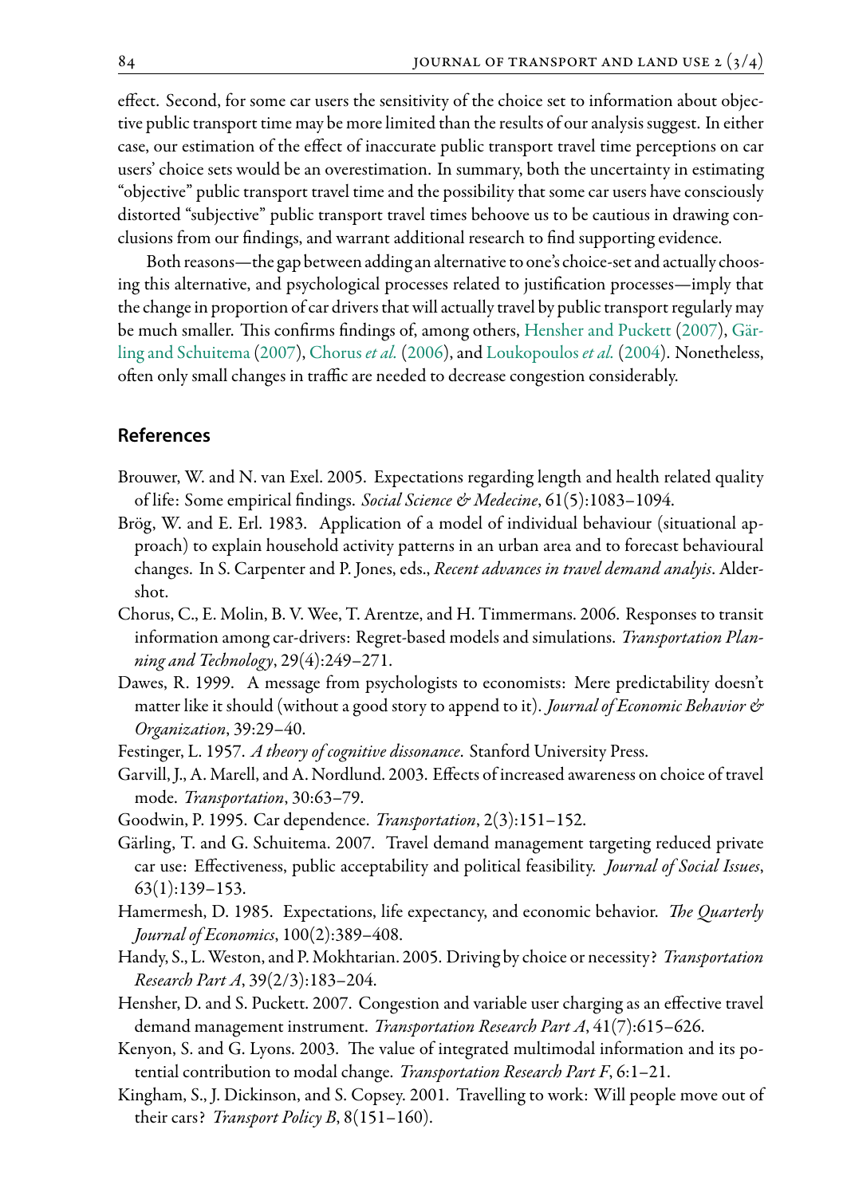effect. Second, for some car users the sensitivity of the choice set to information about objective public transport time may be more limited than the results of our analysis suggest. In either case, our estimation of the effect of inaccurate public transport travel time perceptions on car users' choice sets would be an overestimation. In summary, both the uncertainty in estimating "objective" public transport travel time and the possibility that some car users have consciously distorted "subjective" public transport travel times behoove us to be cautious in drawing conclusions from our findings, and warrant additional research to find supporting evidence.

Both reasons—the gap between adding an alternative to one's choice-set and actually choosing this alternative, and psychological processes related to justification processes—imply that the change in proportion of car drivers that will actually travel by public transport regularly may be much smaller. This confirms findings of, among others, Hensher and Puckett (2007), Gärling and Schuitema (2007), Chorus *et al.* (2006), and Loukopoulos *et al.* (2004). Nonetheless, often only small changes in traffic are needed to decrease congestion considerably.

## References

Brouwer, W. and N. van Exel. 2005. Expectations regarding length and health related quality of life: Some empirical findings. *Social Science & Medecine*, 61(5):1083–1094.

Brög, W. and E. Erl. 1983. Application of a model of individual behaviour (situational approach) to explain household activity patterns in an urban area and to forecast behavioural changes. In S. Carpenter and P. Jones, eds., *Recent advances in travel demand analyis*. Aldershot.

Chorus, C., E. Molin, B. V. Wee, T. Arentze, and H. Timmermans. 2006. Responses to transit information among car-drivers: Regret-based models and simulations. *Transportation Planning and Technology*, 29(4):249–271.

Dawes, R. 1999. A message from psychologists to economists: Mere predictability doesn't matter like it should (without a good story to append to it). *Journal of Economic Behavior & Organization*, 39:29–40.

Festinger, L. 1957. *A theory of cognitive dissonance*. Stanford University Press.

Garvill, J., A. Marell, and A. Nordlund. 2003. Effects of increased awareness on choice of travel mode. *Transportation*, 30:63–79.

Goodwin, P. 1995. Car dependence. *Transportation*, 2(3):151–152.

Gärling, T. and G. Schuitema. 2007. Travel demand management targeting reduced private car use: Effectiveness, public acceptability and political feasibility. *Journal of Social Issues*, 63(1):139–153.

Hamermesh, D. 1985. Expectations, life expectancy, and economic behavior. *The Quarterly Journal of Economics*, 100(2):389–408.

Handy, S., L. Weston, and P. Mokhtarian. 2005. Driving by choice or necessity? *Transportation Research Part A*, 39(2/3):183–204.

Hensher, D. and S. Puckett. 2007. Congestion and variable user charging as an effective travel demand management instrument. *Transportation Research Part A*, 41(7):615–626.

Kenyon, S. and G. Lyons. 2003. The value of integrated multimodal information and its potential contribution to modal change. *Transportation Research Part F*, 6:1–21.

Kingham, S., J. Dickinson, and S. Copsey. 2001. Travelling to work: Will people move out of their cars? *Transport Policy B*, 8(151–160).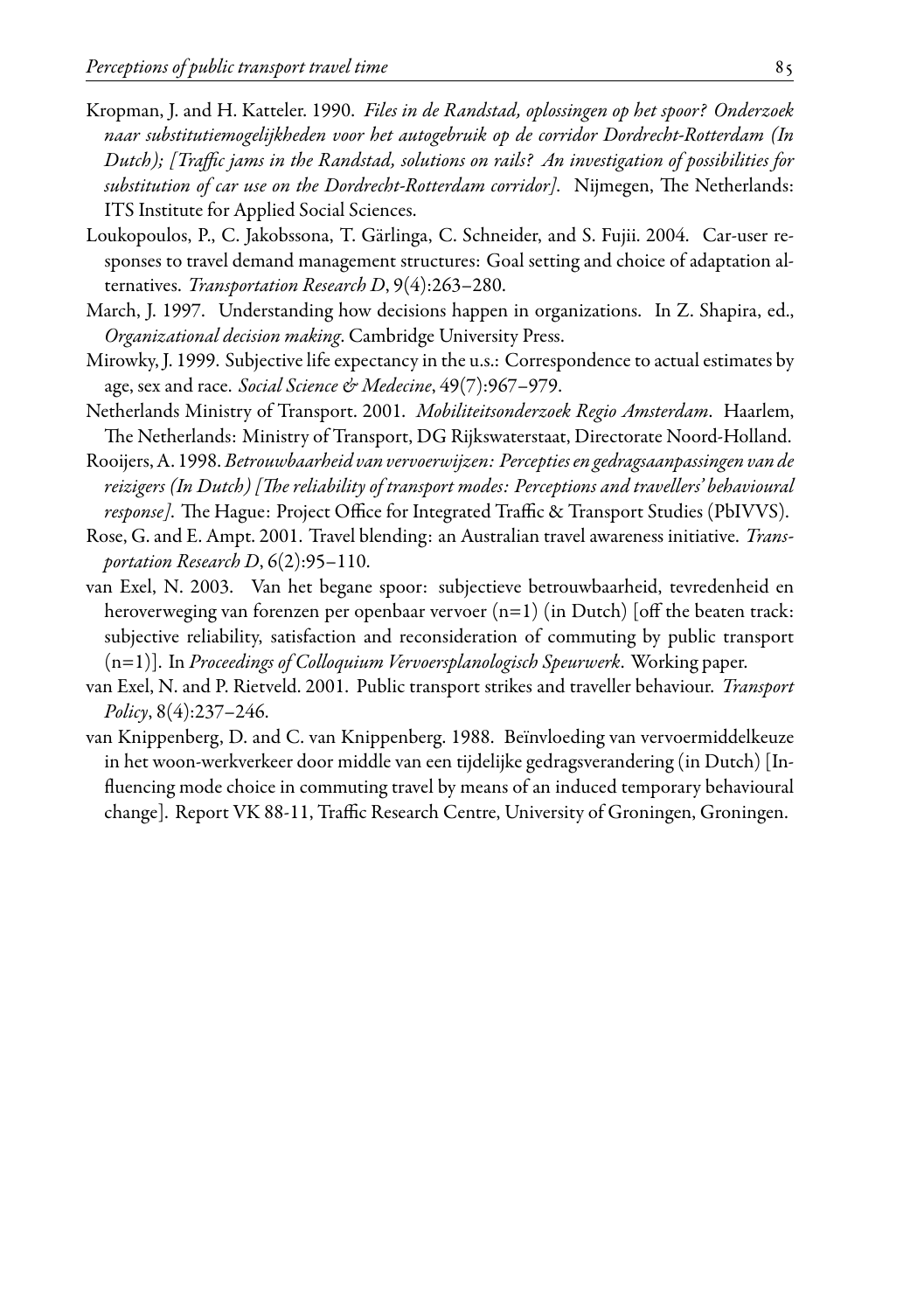Kropman, J. and H. Katteler. 1990. *Files in de Randstad, oplossingen op het spoor? Onderzoek naar substitutiemogelijkheden voor het autogebruik op de corridor Dordrecht-Rotterdam (In Dutch); [Traffic jams in the Randstad, solutions on rails? An investigation of possibilities for substitution of car use on the Dordrecht-Rotterdam corridor].* Nijmegen, The Netherlands: ITS Institute for Applied Social Sciences.

Loukopoulos, P., C. Jakobssona, T. Gärlinga, C. Schneider, and S. Fujii. 2004. Car-user responses to travel demand management structures: Goal setting and choice of adaptation alternatives. *Transportation Research D*, 9(4):263–280.

March, J. 1997. Understanding how decisions happen in organizations. In Z. Shapira, ed., *Organizational decision making*. Cambridge University Press.

Mirowky, J. 1999. Subjective life expectancy in the u.s.: Correspondence to actual estimates by age, sex and race. *Social Science & Medecine*, 49(7):967–979.

Netherlands Ministry of Transport. 2001. *Mobiliteitsonderzoek Regio Amsterdam*. Haarlem, The Netherlands: Ministry of Transport, DG Rijkswaterstaat, Directorate Noord-Holland.

Rooijers, A. 1998. *Betrouwbaarheid van vervoerwijzen: Percepties en gedragsaanpassingen van de reizigers (In Dutch) [The reliability of transport modes: Perceptions and travellers' behavioural response].* The Hague: Project Office for Integrated Traffic & Transport Studies (PbIVVS).

Rose, G. and E. Ampt. 2001. Travel blending: an Australian travel awareness initiative. *Transportation Research D*, 6(2):95–110.

van Exel, N. 2003. Van het begane spoor: subjectieve betrouwbaarheid, tevredenheid en heroverweging van forenzen per openbaar vervoer (n=1) (in Dutch) [off the beaten track: subjective reliability, satisfaction and reconsideration of commuting by public transport (n=1)]. In *Proceedings of Colloquium Vervoersplanologisch Speurwerk*. Working paper.

van Exel, N. and P. Rietveld. 2001. Public transport strikes and traveller behaviour. *Transport Policy*, 8(4):237–246.

van Knippenberg, D. and C. van Knippenberg. 1988. Beïnvloeding van vervoermiddelkeuze in het woon-werkverkeer door middle van een tijdelijke gedragsverandering (in Dutch) [Influencing mode choice in commuting travel by means of an induced temporary behavioural change]. Report VK 88-11, Traffic Research Centre, University of Groningen, Groningen.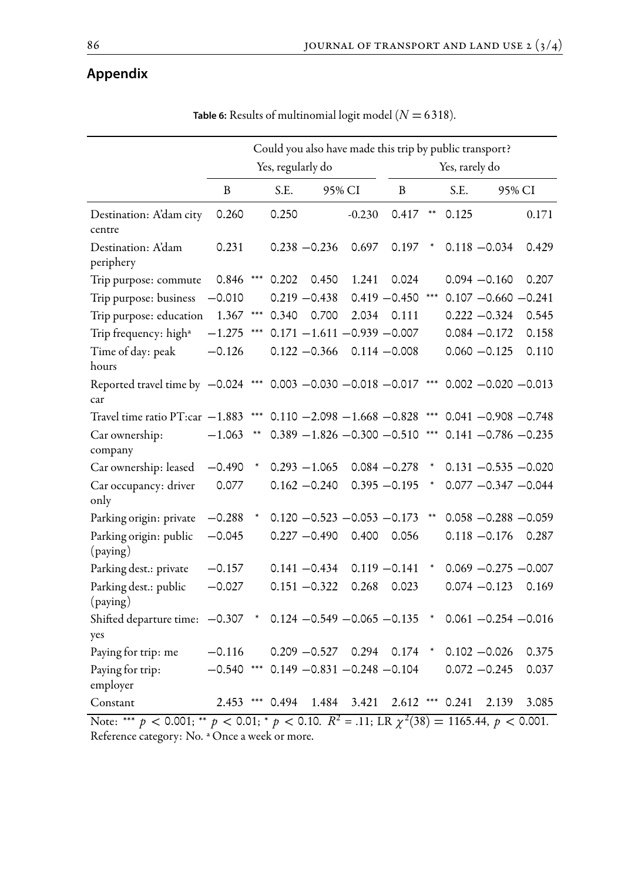# Appendix

**Table 6:** Results of multinomial logit model ($N = 6318$).

| | Could you also have made this trip by public transport? | | | | | | | | | |
|---|---|---|---|---|---|---|---|---|---|---|
| | Yes, regularly do | | | | | Yes, rarely do | | | | |
| | B | | S.E. | 95% CI | | B | | S.E. | 95% CI | |
| Destination: A'dam city centre | 0.260 | | 0.250 | | -0.230 | 0.417 | ** | 0.125 | | 0.171 |
| Destination: A'dam periphery | 0.231 | | 0.238 | −0.236 | 0.697 | 0.197 | * | 0.118 | −0.034 | 0.429 |
| Trip purpose: commute | 0.846 | *** | 0.202 | 0.450 | 1.241 | 0.024 | | 0.094 | −0.160 | 0.207 |
| Trip purpose: business | −0.010 | | 0.219 | −0.438 | 0.419 | −0.450 | *** | 0.107 | −0.660 | −0.241 |
| Trip purpose: education | 1.367 | *** | 0.340 | 0.700 | 2.034 | 0.111 | | 0.222 | −0.324 | 0.545 |
| Trip frequency: high[a] | −1.275 | *** | 0.171 | −1.611 | −0.939 | −0.007 | | 0.084 | −0.172 | 0.158 |
| Time of day: peak hours | −0.126 | | 0.122 | −0.366 | 0.114 | −0.008 | | 0.060 | −0.125 | 0.110 |
| Reported travel time by car | −0.024 | *** | 0.003 | −0.030 | −0.018 | −0.017 | *** | 0.002 | −0.020 | −0.013 |
| Travel time ratio PT:car | −1.883 | *** | 0.110 | −2.098 | −1.668 | −0.828 | *** | 0.041 | −0.908 | −0.748 |
| Car ownership: company | −1.063 | ** | 0.389 | −1.826 | −0.300 | −0.510 | *** | 0.141 | −0.786 | −0.235 |
| Car ownership: leased | −0.490 | * | 0.293 | −1.065 | 0.084 | −0.278 | * | 0.131 | −0.535 | −0.020 |
| Car occupancy: driver only | 0.077 | | 0.162 | −0.240 | 0.395 | −0.195 | * | 0.077 | −0.347 | −0.044 |
| Parking origin: private | −0.288 | * | 0.120 | −0.523 | −0.053 | −0.173 | ** | 0.058 | −0.288 | −0.059 |
| Parking origin: public (paying) | −0.045 | | 0.227 | −0.490 | 0.400 | 0.056 | | 0.118 | −0.176 | 0.287 |
| Parking dest.: private | −0.157 | | 0.141 | −0.434 | 0.119 | −0.141 | * | 0.069 | −0.275 | −0.007 |
| Parking dest.: public (paying) | −0.027 | | 0.151 | −0.322 | 0.268 | 0.023 | | 0.074 | −0.123 | 0.169 |
| Shifted departure time: yes | −0.307 | * | 0.124 | −0.549 | −0.065 | −0.135 | * | 0.061 | −0.254 | −0.016 |
| Paying for trip: me | −0.116 | | 0.209 | −0.527 | 0.294 | 0.174 | * | 0.102 | −0.026 | 0.375 |
| Paying for trip: employer | −0.540 | *** | 0.149 | −0.831 | −0.248 | −0.104 | | 0.072 | −0.245 | 0.037 |
| Constant | 2.453 | *** | 0.494 | 1.484 | 3.421 | 2.612 | *** | 0.241 | 2.139 | 3.085 |

Note: *** $p < 0.001$; ** $p < 0.01$; * $p < 0.10$. $R^2 = .11$; LR $\chi^2(38) = 1165.44$, $p < 0.001$. Reference category: No. [a] Once a week or more.